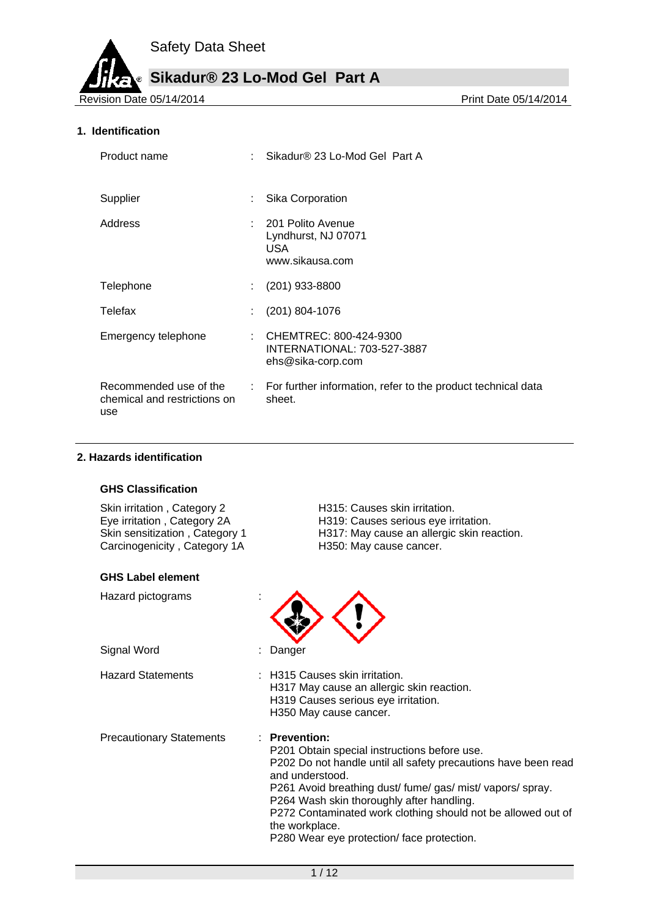# Safety Data Sheet

## Sikadur® 23 Lo-Mod Gel Part A

Revision Date 05/14/2014 Print Date 05/14/2014

### 1. Identification

| | |
|---|---|
| Product name | : Sikadur® 23 Lo-Mod Gel Part A |
| Supplier | : Sika Corporation |
| Address | : 201 Polito Avenue<br>Lyndhurst, NJ 07071<br>USA<br>www.sikausa.com |
| Telephone | : (201) 933-8800 |
| Telefax | : (201) 804-1076 |
| Emergency telephone | : CHEMTREC: 800-424-9300<br>INTERNATIONAL: 703-527-3887<br>ehs@sika-corp.com |
| Recommended use of the chemical and restrictions on use | : For further information, refer to the product technical data sheet. |

### 2. Hazards identification

**GHS Classification**

| | |
|---|---|
| Skin irritation , Category 2 | H315: Causes skin irritation. |
| Eye irritation , Category 2A | H319: Causes serious eye irritation. |
| Skin sensitization , Category 1 | H317: May cause an allergic skin reaction. |
| Carcinogenicity , Category 1A | H350: May cause cancer. |

**GHS Label element**

Hazard pictograms :

Signal Word : Danger

Hazard Statements :
H315 Causes skin irritation.
H317 May cause an allergic skin reaction.
H319 Causes serious eye irritation.
H350 May cause cancer.

Precautionary Statements :
**Prevention:**
P201 Obtain special instructions before use.
P202 Do not handle until all safety precautions have been read and understood.
P261 Avoid breathing dust/ fume/ gas/ mist/ vapors/ spray.
P264 Wash skin thoroughly after handling.
P272 Contaminated work clothing should not be allowed out of the workplace.
P280 Wear eye protection/ face protection.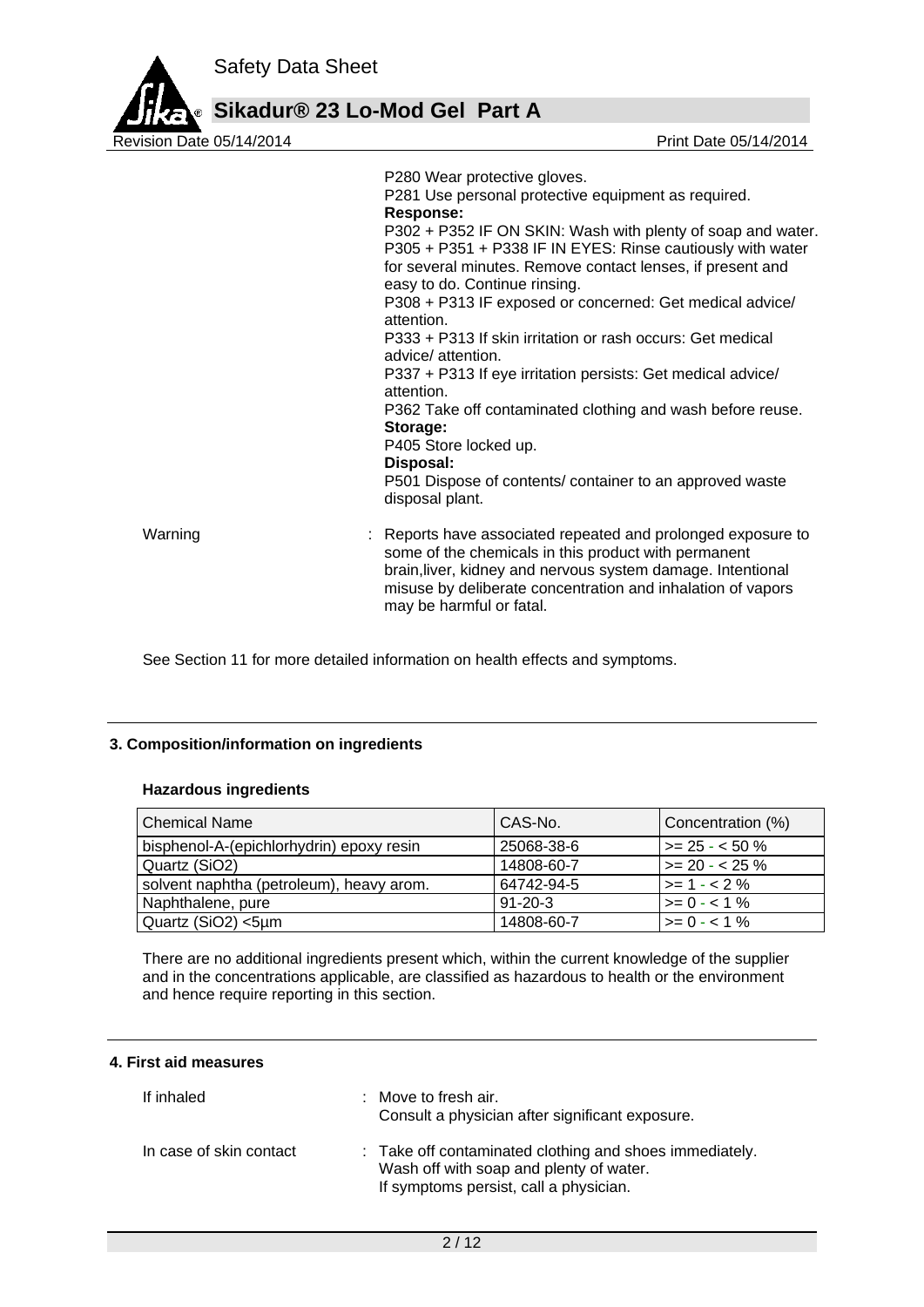P280 Wear protective gloves.
P281 Use personal protective equipment as required.

**Response:**

P302 + P352 IF ON SKIN: Wash with plenty of soap and water.
P305 + P351 + P338 IF IN EYES: Rinse cautiously with water for several minutes. Remove contact lenses, if present and easy to do. Continue rinsing.
P308 + P313 IF exposed or concerned: Get medical advice/ attention.
P333 + P313 If skin irritation or rash occurs: Get medical advice/ attention.
P337 + P313 If eye irritation persists: Get medical advice/ attention.
P362 Take off contaminated clothing and wash before reuse.

**Storage:**

P405 Store locked up.

**Disposal:**

P501 Dispose of contents/ container to an approved waste disposal plant.

Warning : Reports have associated repeated and prolonged exposure to some of the chemicals in this product with permanent brain,liver, kidney and nervous system damage. Intentional misuse by deliberate concentration and inhalation of vapors may be harmful or fatal.

See Section 11 for more detailed information on health effects and symptoms.

## 3. Composition/information on ingredients

### Hazardous ingredients

| Chemical Name | CAS-No. | Concentration (%) |
|---|---|---|
| bisphenol-A-(epichlorhydrin) epoxy resin | 25068-38-6 | >= 25 - < 50 % |
| Quartz (SiO2) | 14808-60-7 | >= 20 - < 25 % |
| solvent naphtha (petroleum), heavy arom. | 64742-94-5 | >= 1 - < 2 % |
| Naphthalene, pure | 91-20-3 | >= 0 - < 1 % |
| Quartz (SiO2) <5µm | 14808-60-7 | >= 0 - < 1 % |

There are no additional ingredients present which, within the current knowledge of the supplier and in the concentrations applicable, are classified as hazardous to health or the environment and hence require reporting in this section.

## 4. First aid measures

If inhaled : Move to fresh air.
Consult a physician after significant exposure.

In case of skin contact : Take off contaminated clothing and shoes immediately.
Wash off with soap and plenty of water.
If symptoms persist, call a physician.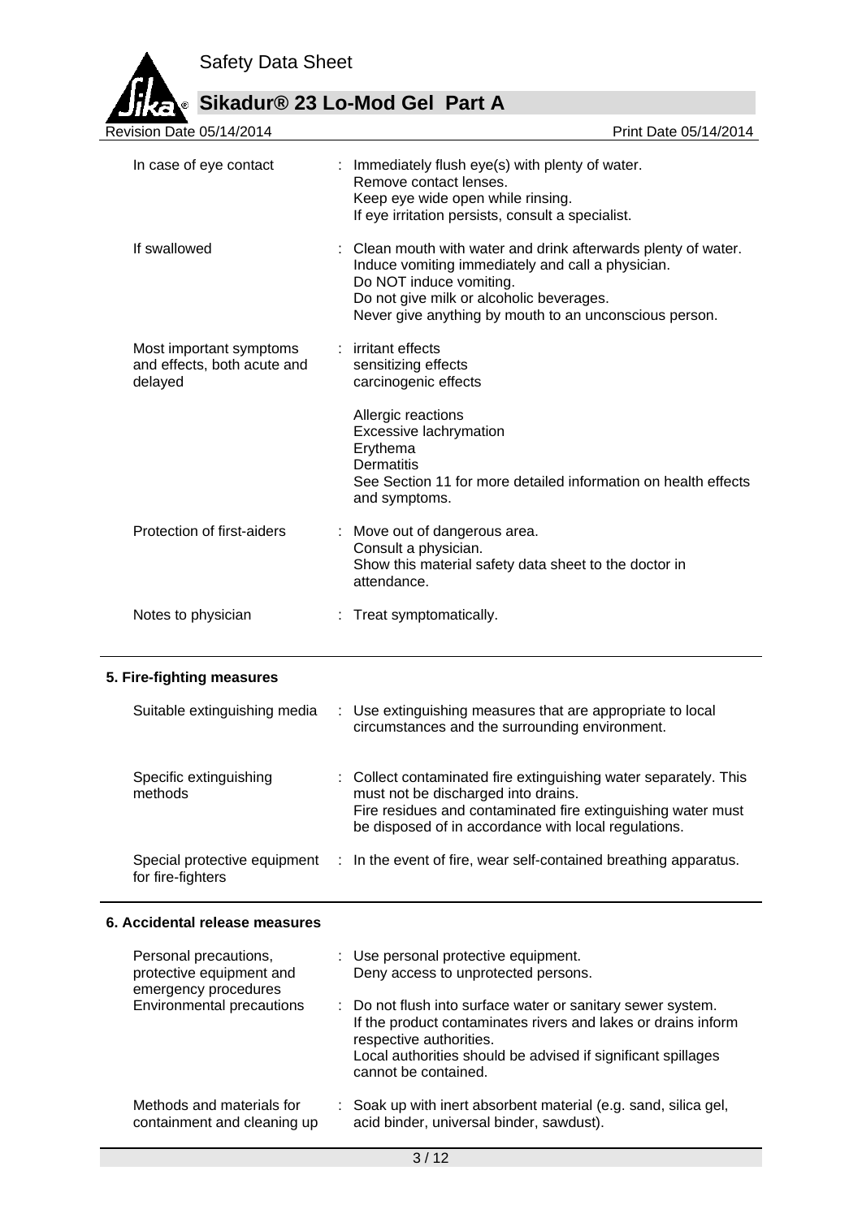| | |
|---|---|
| In case of eye contact | : Immediately flush eye(s) with plenty of water.<br>Remove contact lenses.<br>Keep eye wide open while rinsing.<br>If eye irritation persists, consult a specialist. |
| If swallowed | : Clean mouth with water and drink afterwards plenty of water.<br>Induce vomiting immediately and call a physician.<br>Do NOT induce vomiting.<br>Do not give milk or alcoholic beverages.<br>Never give anything by mouth to an unconscious person. |
| Most important symptoms and effects, both acute and delayed | : irritant effects<br>sensitizing effects<br>carcinogenic effects<br><br>Allergic reactions<br>Excessive lachrymation<br>Erythema<br>Dermatitis<br>See Section 11 for more detailed information on health effects and symptoms. |
| Protection of first-aiders | : Move out of dangerous area.<br>Consult a physician.<br>Show this material safety data sheet to the doctor in attendance. |
| Notes to physician | : Treat symptomatically. |

## 5. Fire-fighting measures

| | |
|---|---|
| Suitable extinguishing media | : Use extinguishing measures that are appropriate to local circumstances and the surrounding environment. |
| Specific extinguishing methods | : Collect contaminated fire extinguishing water separately. This must not be discharged into drains.<br>Fire residues and contaminated fire extinguishing water must be disposed of in accordance with local regulations. |
| Special protective equipment for fire-fighters | : In the event of fire, wear self-contained breathing apparatus. |

## 6. Accidental release measures

| | |
|---|---|
| Personal precautions, protective equipment and emergency procedures | : Use personal protective equipment.<br>Deny access to unprotected persons. |
| Environmental precautions | : Do not flush into surface water or sanitary sewer system.<br>If the product contaminates rivers and lakes or drains inform respective authorities.<br>Local authorities should be advised if significant spillages cannot be contained. |
| Methods and materials for containment and cleaning up | : Soak up with inert absorbent material (e.g. sand, silica gel, acid binder, universal binder, sawdust). |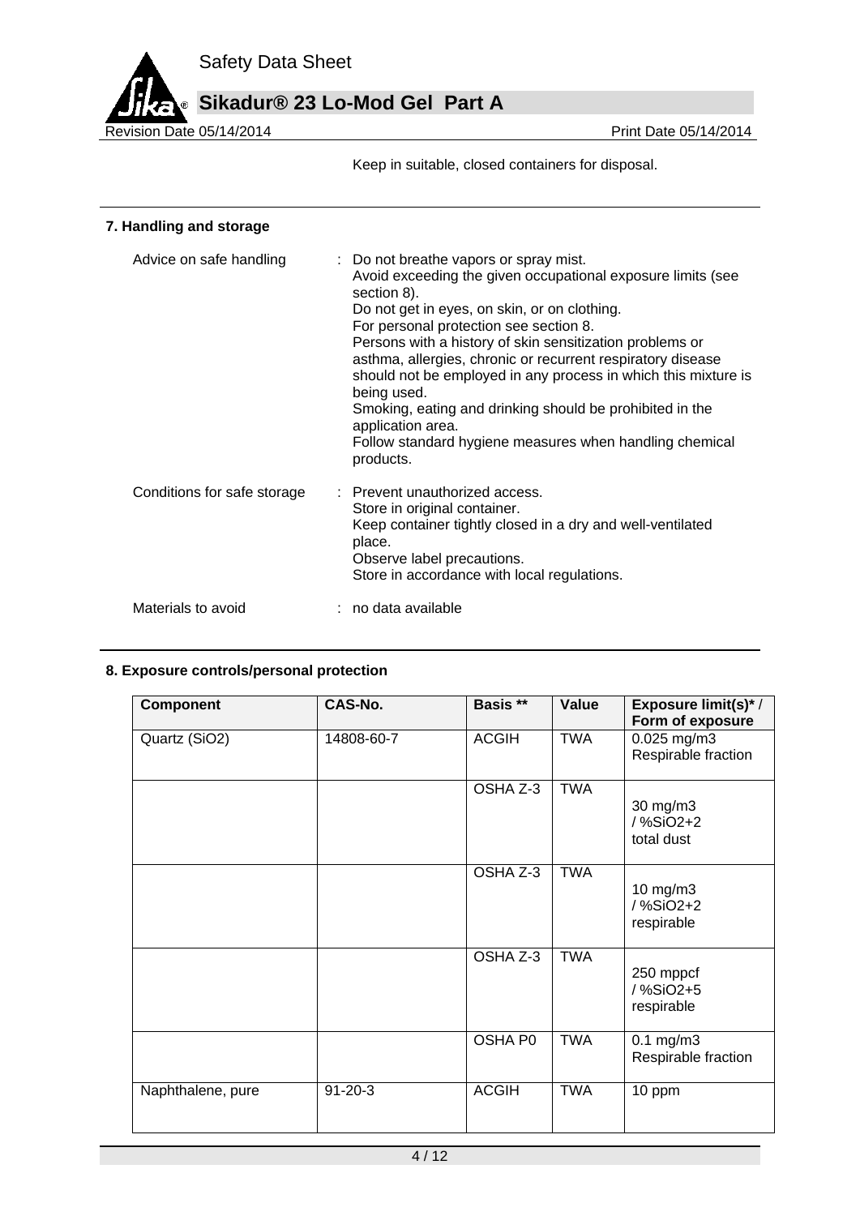Keep in suitable, closed containers for disposal.

## 7. Handling and storage

Advice on safe handling : Do not breathe vapors or spray mist.
Avoid exceeding the given occupational exposure limits (see section 8).
Do not get in eyes, on skin, or on clothing.
For personal protection see section 8.
Persons with a history of skin sensitization problems or asthma, allergies, chronic or recurrent respiratory disease should not be employed in any process in which this mixture is being used.
Smoking, eating and drinking should be prohibited in the application area.
Follow standard hygiene measures when handling chemical products.

Conditions for safe storage : Prevent unauthorized access.
Store in original container.
Keep container tightly closed in a dry and well-ventilated place.
Observe label precautions.
Store in accordance with local regulations.

Materials to avoid : no data available

## 8. Exposure controls/personal protection

| Component | CAS-No. | Basis ** | Value | Exposure limit(s)* / Form of exposure |
|---|---|---|---|---|
| Quartz ($SiO_2$) | 14808-60-7 | ACGIH | TWA | 0.025 mg/m3 Respirable fraction |
| | | OSHA Z-3 | TWA | 30 mg/m3 / %SiO2+2 total dust |
| | | OSHA Z-3 | TWA | 10 mg/m3 / %SiO2+2 respirable |
| | | OSHA Z-3 | TWA | 250 mppcf / %SiO2+5 respirable |
| | | OSHA P0 | TWA | 0.1 mg/m3 Respirable fraction |
| Naphthalene, pure | 91-20-3 | ACGIH | TWA | 10 ppm |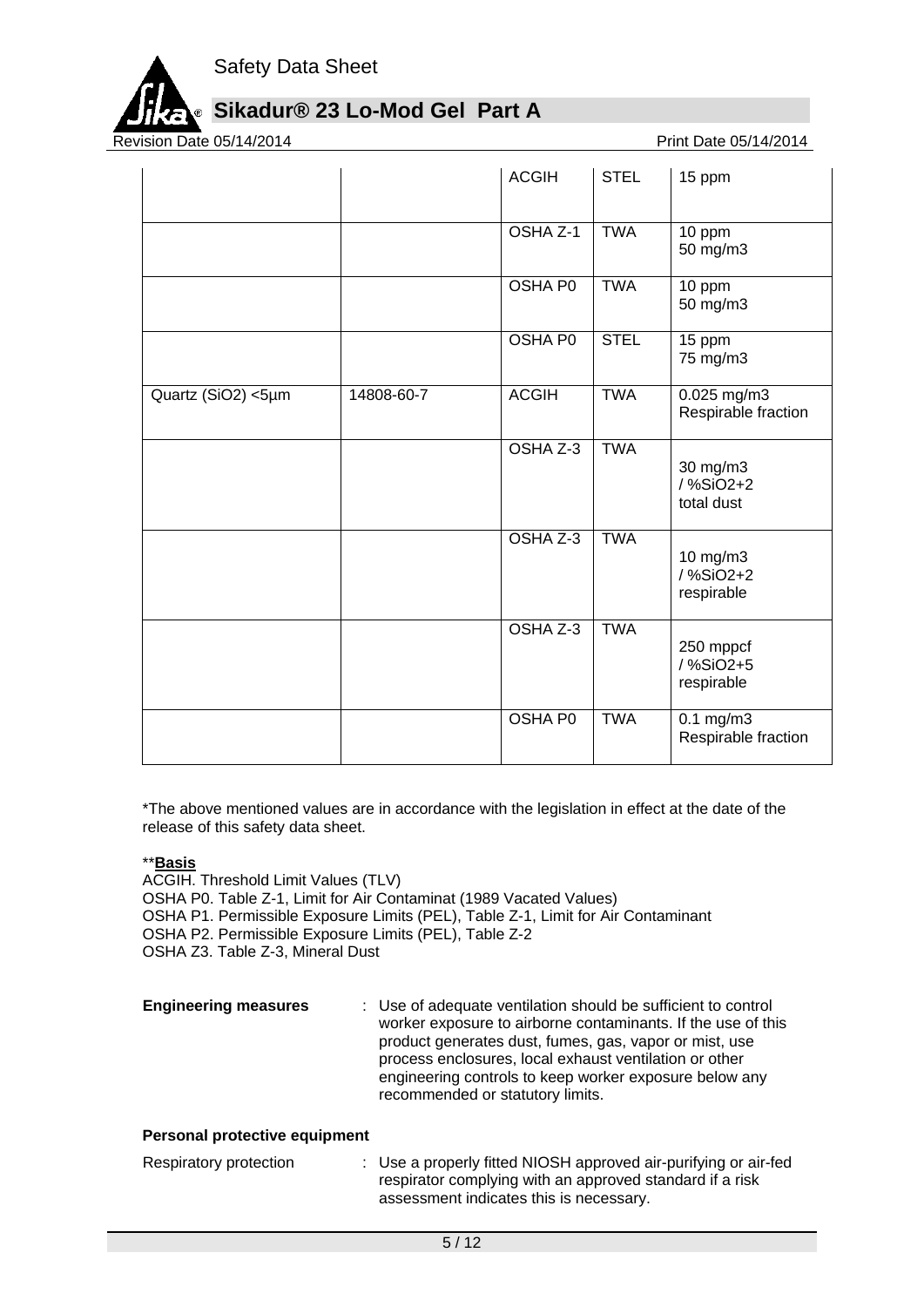| | | ACGIH | STEL | 15 ppm |
|---|---|---|---|---|
| | | OSHA Z-1 | TWA | 10 ppm<br>50 mg/m3 |
| | | OSHA P0 | TWA | 10 ppm<br>50 mg/m3 |
| | | OSHA P0 | STEL | 15 ppm<br>75 mg/m3 |
| Quartz (SiO2) <5µm | 14808-60-7 | ACGIH | TWA | 0.025 mg/m3<br>Respirable fraction |
| | | OSHA Z-3 | TWA | 30 mg/m3<br>/ %SiO2+2<br>total dust |
| | | OSHA Z-3 | TWA | 10 mg/m3<br>/ %SiO2+2<br>respirable |
| | | OSHA Z-3 | TWA | 250 mppcf<br>/ %SiO2+5<br>respirable |
| | | OSHA P0 | TWA | 0.1 mg/m3<br>Respirable fraction |

*The above mentioned values are in accordance with the legislation in effect at the date of the release of this safety data sheet.

****Basis**
ACGIH. Threshold Limit Values (TLV)
OSHA P0. Table Z-1, Limit for Air Contaminat (1989 Vacated Values)
OSHA P1. Permissible Exposure Limits (PEL), Table Z-1, Limit for Air Contaminant
OSHA P2. Permissible Exposure Limits (PEL), Table Z-2
OSHA Z3. Table Z-3, Mineral Dust

**Engineering measures** : Use of adequate ventilation should be sufficient to control worker exposure to airborne contaminants. If the use of this product generates dust, fumes, gas, vapor or mist, use process enclosures, local exhaust ventilation or other engineering controls to keep worker exposure below any recommended or statutory limits.

**Personal protective equipment**

Respiratory protection : Use a properly fitted NIOSH approved air-purifying or air-fed respirator complying with an approved standard if a risk assessment indicates this is necessary.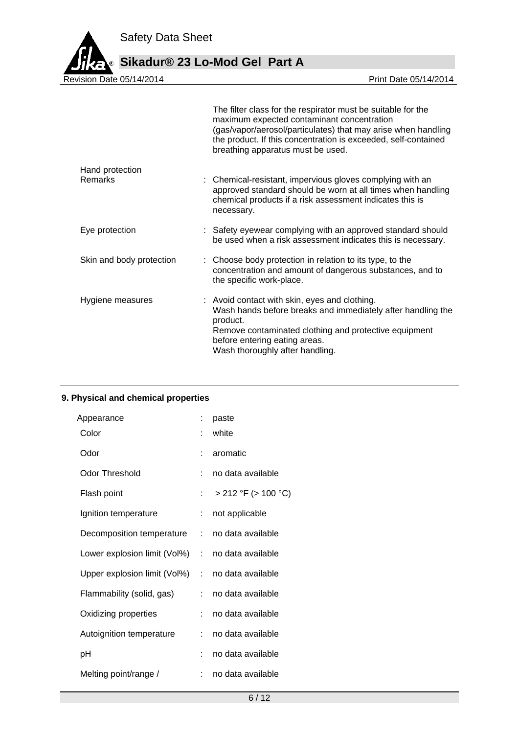|  |  |
|---|---|
|  | The filter class for the respirator must be suitable for the maximum expected contaminant concentration (gas/vapor/aerosol/particulates) that may arise when handling the product. If this concentration is exceeded, self-contained breathing apparatus must be used. |
| Hand protection Remarks | : Chemical-resistant, impervious gloves complying with an approved standard should be worn at all times when handling chemical products if a risk assessment indicates this is necessary. |
| Eye protection | : Safety eyewear complying with an approved standard should be used when a risk assessment indicates this is necessary. |
| Skin and body protection | : Choose body protection in relation to its type, to the concentration and amount of dangerous substances, and to the specific work-place. |
| Hygiene measures | : Avoid contact with skin, eyes and clothing.<br>Wash hands before breaks and immediately after handling the product.<br>Remove contaminated clothing and protective equipment before entering eating areas.<br>Wash thoroughly after handling. |

## 9. Physical and chemical properties

| Property | | Value |
|---|---|---|
| Appearance | : | paste |
| Color | : | white |
| Odor | : | aromatic |
| Odor Threshold | : | no data available |
| Flash point | : | > 212 °F (> 100 °C) |
| Ignition temperature | : | not applicable |
| Decomposition temperature | : | no data available |
| Lower explosion limit (Vol%) | : | no data available |
| Upper explosion limit (Vol%) | : | no data available |
| Flammability (solid, gas) | : | no data available |
| Oxidizing properties | : | no data available |
| Autoignition temperature | : | no data available |
| pH | : | no data available |
| Melting point/range / | : | no data available |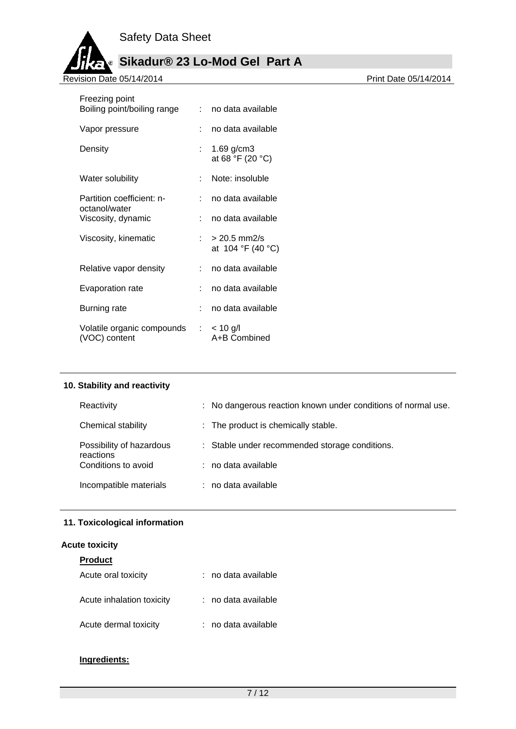| | | |
|---|---|---|
| Freezing point | | |
| Boiling point/boiling range | : | no data available |
| Vapor pressure | : | no data available |
| Density | : | 1.69 g/cm3<br>at 68 °F (20 °C) |
| Water solubility | : | Note: insoluble |
| Partition coefficient: n-octanol/water | : | no data available |
| Viscosity, dynamic | : | no data available |
| Viscosity, kinematic | : | > 20.5 mm2/s<br>at 104 °F (40 °C) |
| Relative vapor density | : | no data available |
| Evaporation rate | : | no data available |
| Burning rate | : | no data available |
| Volatile organic compounds (VOC) content | : | < 10 g/l<br>A+B Combined |

## 10. Stability and reactivity

| | | |
|---|---|---|
| Reactivity | : | No dangerous reaction known under conditions of normal use. |
| Chemical stability | : | The product is chemically stable. |
| Possibility of hazardous reactions | : | Stable under recommended storage conditions. |
| Conditions to avoid | : | no data available |
| Incompatible materials | : | no data available |

## 11. Toxicological information

### Acute toxicity

**Product**

| | | |
|---|---|---|
| Acute oral toxicity | : | no data available |
| Acute inhalation toxicity | : | no data available |
| Acute dermal toxicity | : | no data available |

**Ingredients:**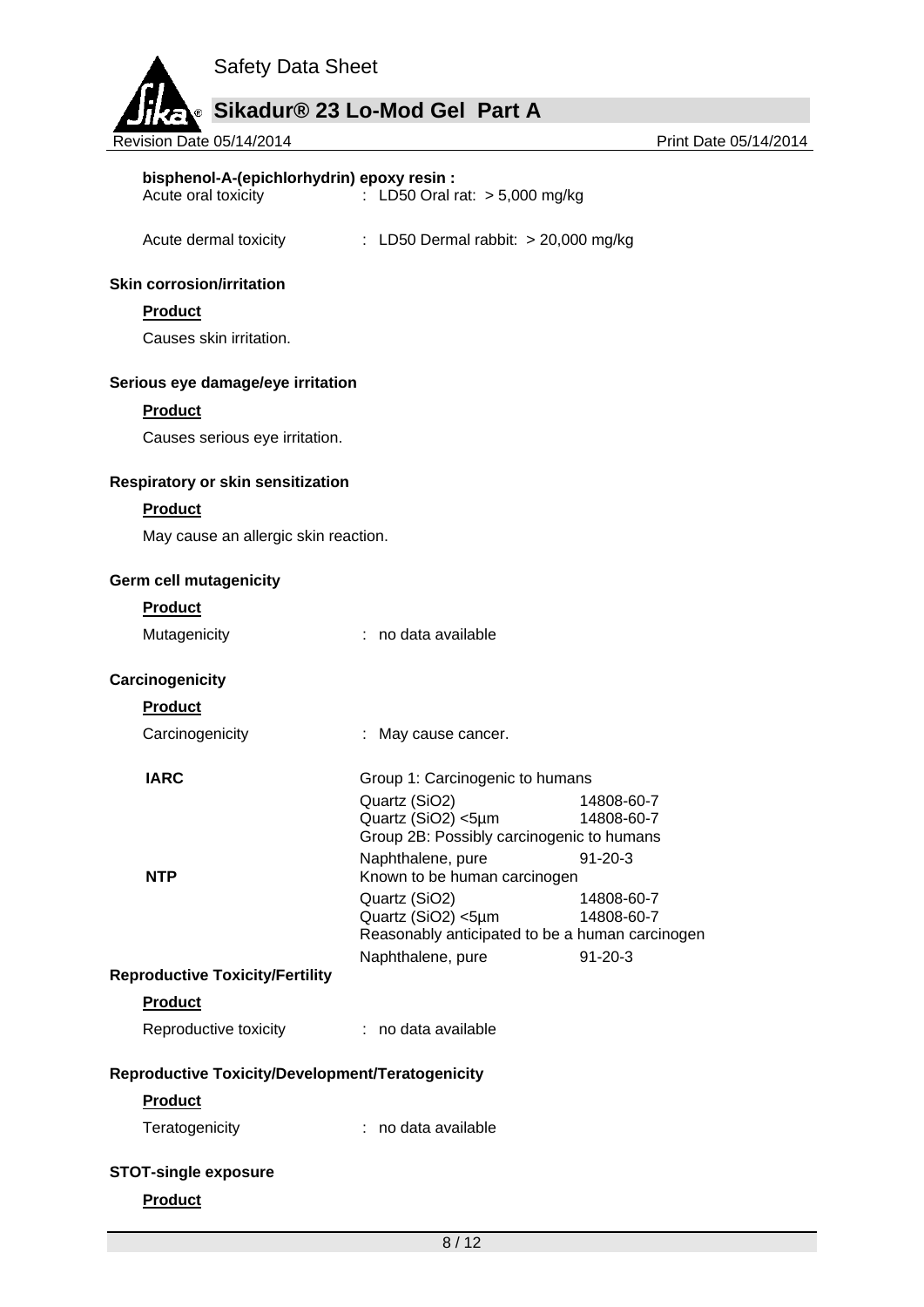**bisphenol-A-(epichlorhydrin) epoxy resin :**

Acute oral toxicity : LD50 Oral rat: > 5,000 mg/kg

Acute dermal toxicity : LD50 Dermal rabbit: > 20,000 mg/kg

### Skin corrosion/irritation

**Product**

Causes skin irritation.

### Serious eye damage/eye irritation

**Product**

Causes serious eye irritation.

### Respiratory or skin sensitization

**Product**

May cause an allergic skin reaction.

### Germ cell mutagenicity

**Product**

Mutagenicity : no data available

### Carcinogenicity

**Product**

Carcinogenicity : May cause cancer.

| | | |
|---|---|---|
| **IARC** | Group 1: Carcinogenic to humans | |
| | Quartz ($SiO_2$) | 14808-60-7 |
| | Quartz ($SiO_2$) <5µm | 14808-60-7 |
| | Group 2B: Possibly carcinogenic to humans | |
| | Naphthalene, pure | 91-20-3 |
| **NTP** | Known to be human carcinogen | |
| | Quartz ($SiO_2$) | 14808-60-7 |
| | Quartz ($SiO_2$) <5µm | 14808-60-7 |
| | Reasonably anticipated to be a human carcinogen | |
| | Naphthalene, pure | 91-20-3 |

### Reproductive Toxicity/Fertility

**Product**

Reproductive toxicity : no data available

### Reproductive Toxicity/Development/Teratogenicity

**Product**

Teratogenicity : no data available

### STOT-single exposure

**Product**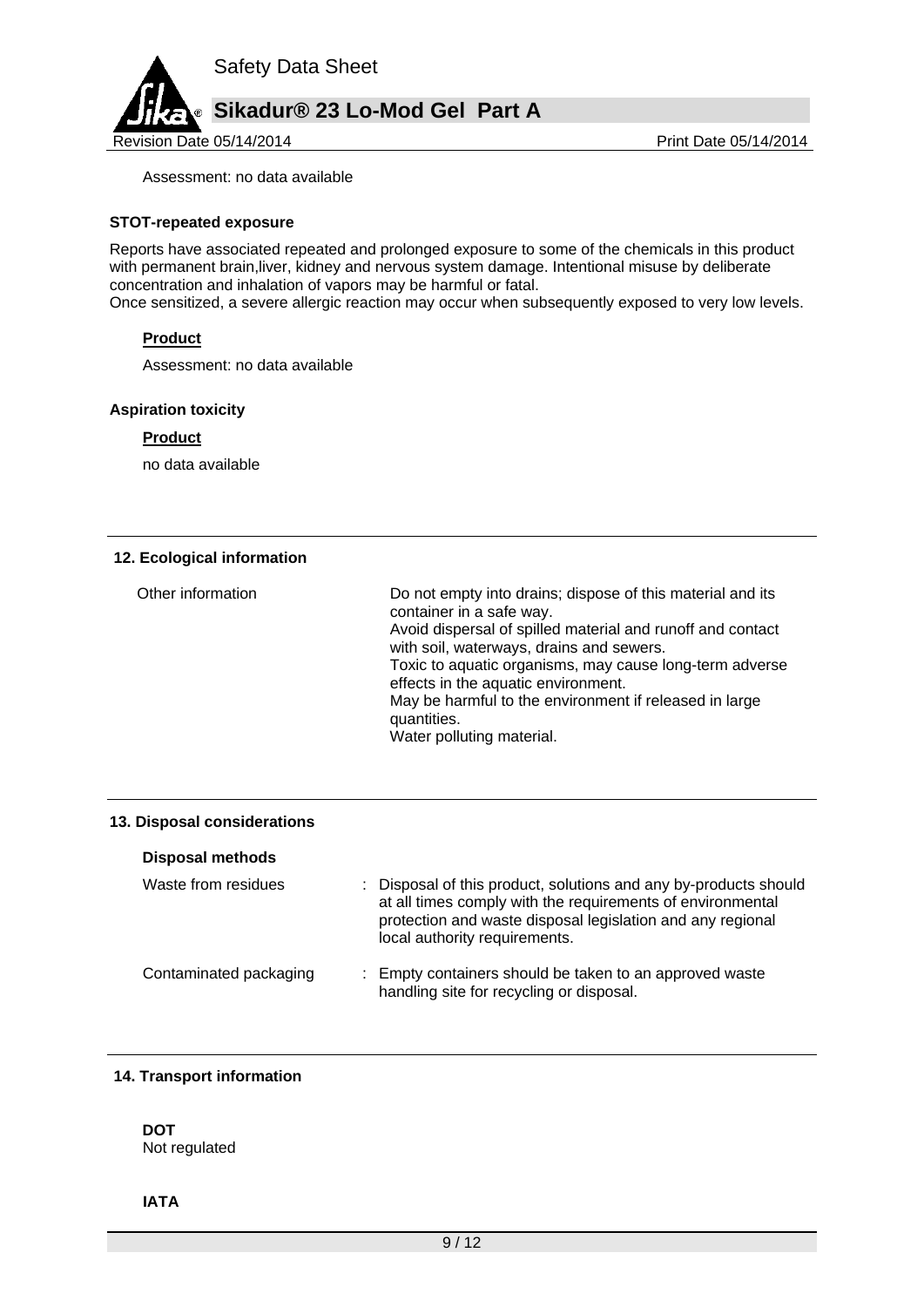Assessment: no data available

**STOT-repeated exposure**

Reports have associated repeated and prolonged exposure to some of the chemicals in this product with permanent brain,liver, kidney and nervous system damage. Intentional misuse by deliberate concentration and inhalation of vapors may be harmful or fatal.
Once sensitized, a severe allergic reaction may occur when subsequently exposed to very low levels.

**Product**

Assessment: no data available

**Aspiration toxicity**

**Product**

no data available

## 12. Ecological information

Other information

Do not empty into drains; dispose of this material and its container in a safe way.
Avoid dispersal of spilled material and runoff and contact with soil, waterways, drains and sewers.
Toxic to aquatic organisms, may cause long-term adverse effects in the aquatic environment.
May be harmful to the environment if released in large quantities.
Water polluting material.

## 13. Disposal considerations

**Disposal methods**

Waste from residues : Disposal of this product, solutions and any by-products should at all times comply with the requirements of environmental protection and waste disposal legislation and any regional local authority requirements.

Contaminated packaging : Empty containers should be taken to an approved waste handling site for recycling or disposal.

## 14. Transport information

**DOT**
Not regulated

**IATA**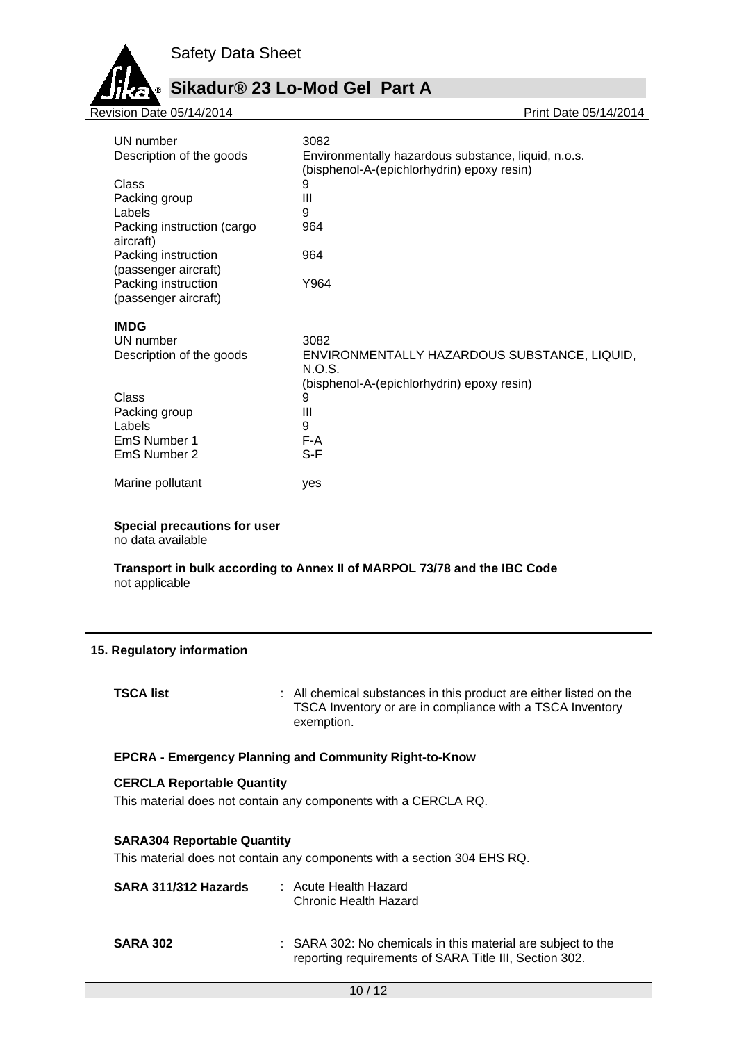| | |
|---|---|
| UN number | 3082 |
| Description of the goods | Environmentally hazardous substance, liquid, n.o.s. (bisphenol-A-(epichlorhydrin) epoxy resin) |
| Class | 9 |
| Packing group | III |
| Labels | 9 |
| Packing instruction (cargo aircraft) | 964 |
| Packing instruction (passenger aircraft) | 964 |
| Packing instruction (passenger aircraft) | Y964 |

**IMDG**

| | |
|---|---|
| UN number | 3082 |
| Description of the goods | ENVIRONMENTALLY HAZARDOUS SUBSTANCE, LIQUID, N.O.S. (bisphenol-A-(epichlorhydrin) epoxy resin) |
| Class | 9 |
| Packing group | III |
| Labels | 9 |
| EmS Number 1 | F-A |
| EmS Number 2 | S-F |
| Marine pollutant | yes |

**Special precautions for user**
no data available

**Transport in bulk according to Annex II of MARPOL 73/78 and the IBC Code**
not applicable

## 15. Regulatory information

**TSCA list** : All chemical substances in this product are either listed on the TSCA Inventory or are in compliance with a TSCA Inventory exemption.

**EPCRA - Emergency Planning and Community Right-to-Know**

**CERCLA Reportable Quantity**

This material does not contain any components with a CERCLA RQ.

**SARA304 Reportable Quantity**

This material does not contain any components with a section 304 EHS RQ.

**SARA 311/312 Hazards** : Acute Health Hazard
Chronic Health Hazard

**SARA 302** : SARA 302: No chemicals in this material are subject to the reporting requirements of SARA Title III, Section 302.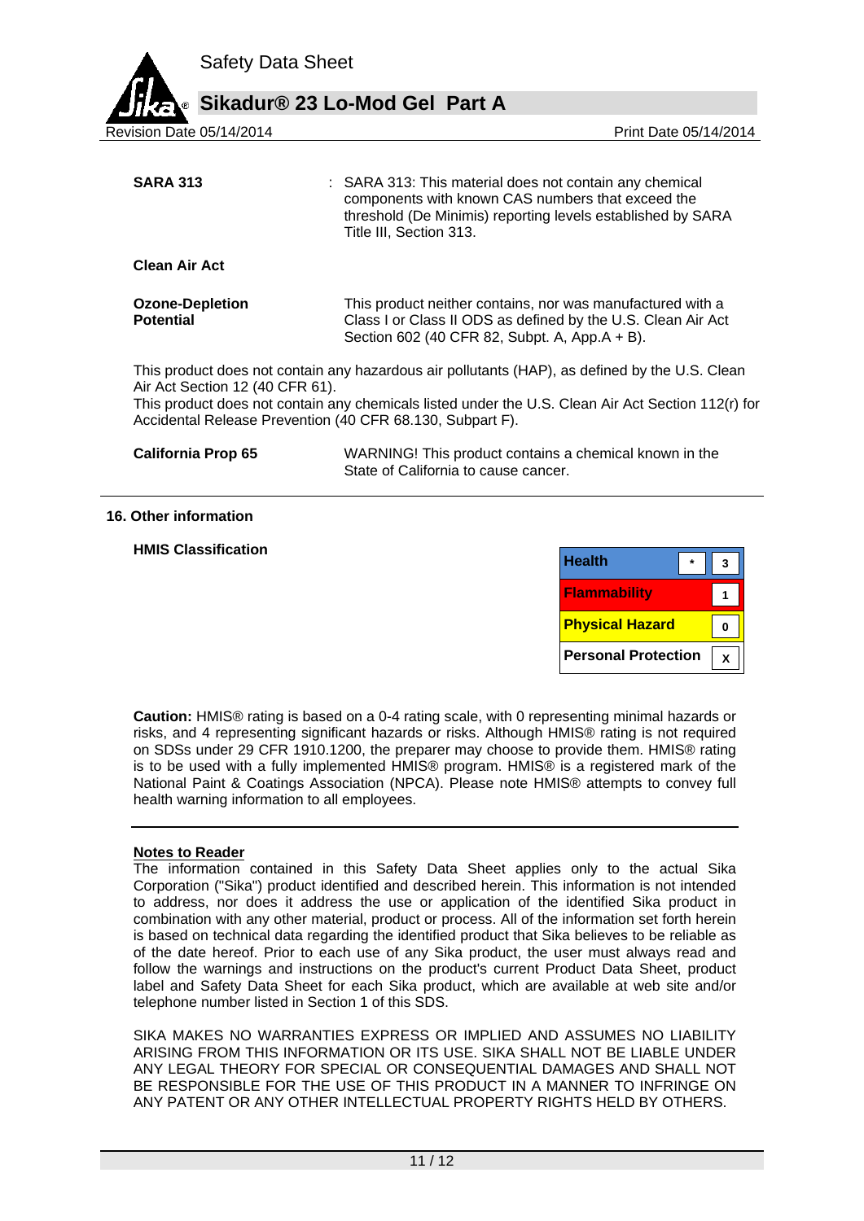**SARA 313** : SARA 313: This material does not contain any chemical components with known CAS numbers that exceed the threshold (De Minimis) reporting levels established by SARA Title III, Section 313.

**Clean Air Act**

**Ozone-Depletion Potential** This product neither contains, nor was manufactured with a Class I or Class II ODS as defined by the U.S. Clean Air Act Section 602 (40 CFR 82, Subpt. A, App.A + B).

This product does not contain any hazardous air pollutants (HAP), as defined by the U.S. Clean Air Act Section 12 (40 CFR 61).
This product does not contain any chemicals listed under the U.S. Clean Air Act Section 112(r) for Accidental Release Prevention (40 CFR 68.130, Subpart F).

**California Prop 65** WARNING! This product contains a chemical known in the State of California to cause cancer.

## 16. Other information

**HMIS Classification**

| Category | | Rating |
|---|---|---|
| Health | * | 3 |
| Flammability | | 1 |
| Physical Hazard | | 0 |
| Personal Protection | | X |

**Caution:** HMIS® rating is based on a 0-4 rating scale, with 0 representing minimal hazards or risks, and 4 representing significant hazards or risks. Although HMIS® rating is not required on SDSs under 29 CFR 1910.1200, the preparer may choose to provide them. HMIS® rating is to be used with a fully implemented HMIS® program. HMIS® is a registered mark of the National Paint & Coatings Association (NPCA). Please note HMIS® attempts to convey full health warning information to all employees.

**Notes to Reader**

The information contained in this Safety Data Sheet applies only to the actual Sika Corporation ("Sika") product identified and described herein. This information is not intended to address, nor does it address the use or application of the identified Sika product in combination with any other material, product or process. All of the information set forth herein is based on technical data regarding the identified product that Sika believes to be reliable as of the date hereof. Prior to each use of any Sika product, the user must always read and follow the warnings and instructions on the product's current Product Data Sheet, product label and Safety Data Sheet for each Sika product, which are available at web site and/or telephone number listed in Section 1 of this SDS.

SIKA MAKES NO WARRANTIES EXPRESS OR IMPLIED AND ASSUMES NO LIABILITY ARISING FROM THIS INFORMATION OR ITS USE. SIKA SHALL NOT BE LIABLE UNDER ANY LEGAL THEORY FOR SPECIAL OR CONSEQUENTIAL DAMAGES AND SHALL NOT BE RESPONSIBLE FOR THE USE OF THIS PRODUCT IN A MANNER TO INFRINGE ON ANY PATENT OR ANY OTHER INTELLECTUAL PROPERTY RIGHTS HELD BY OTHERS.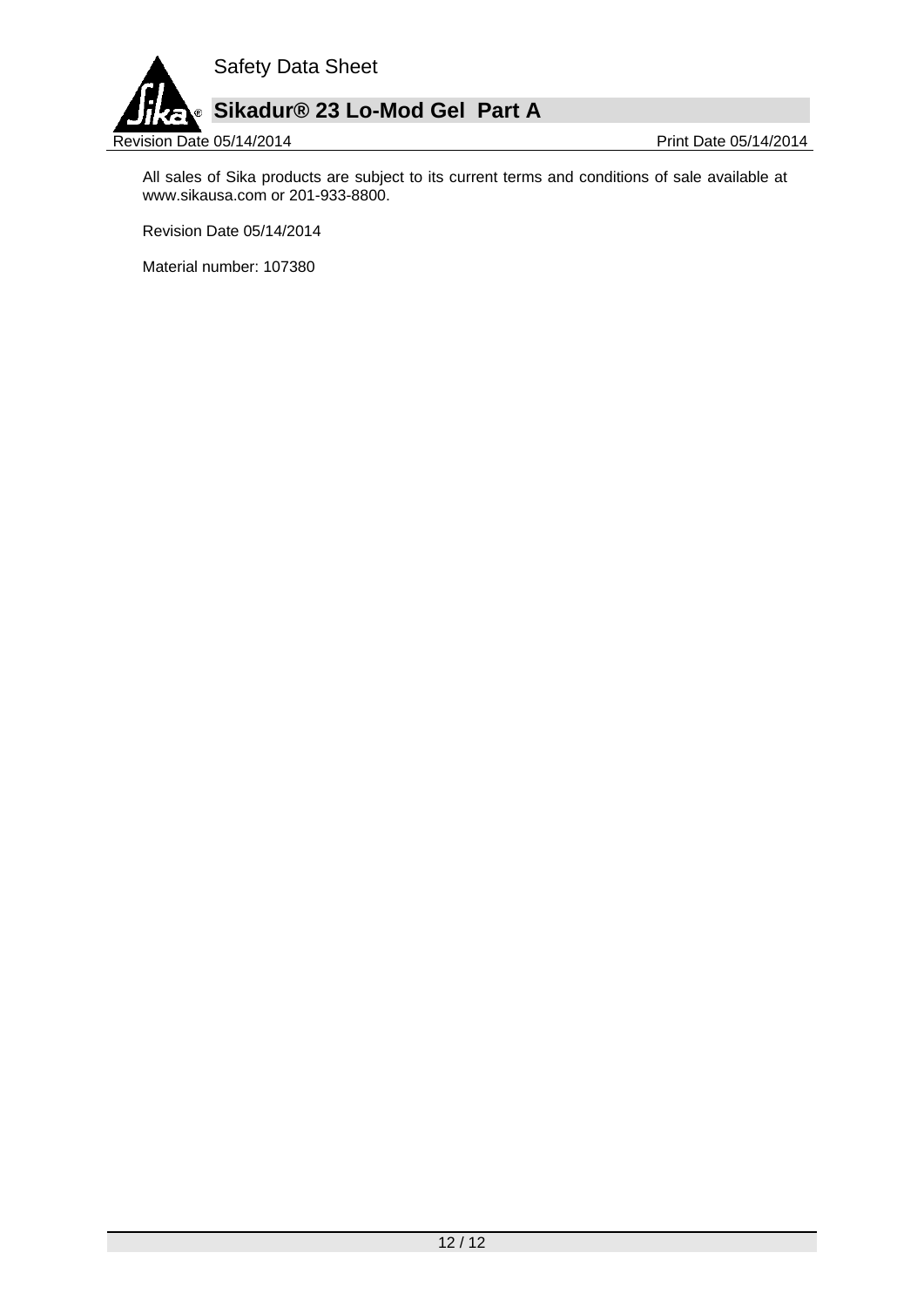All sales of Sika products are subject to its current terms and conditions of sale available at www.sikausa.com or 201-933-8800.

Revision Date 05/14/2014

Material number: 107380